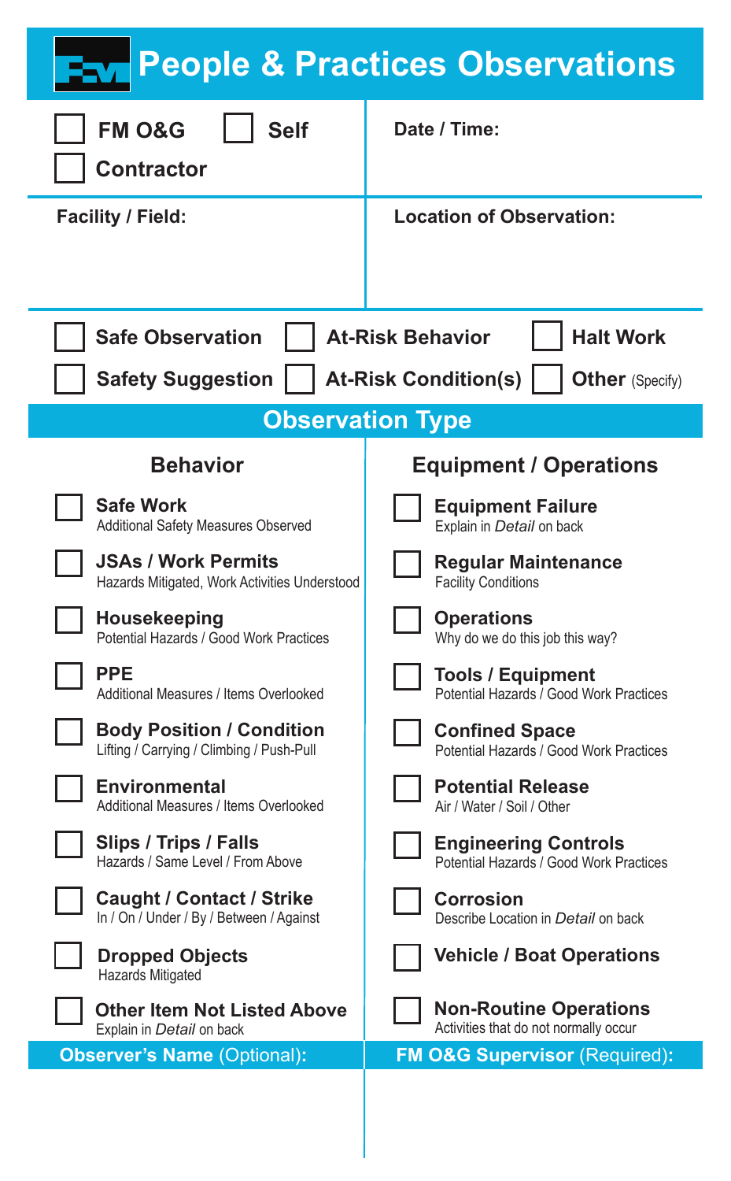# People & Practices Observations

- [ ] FM O&G
- [ ] Self
- [ ] Contractor

**Date / Time:**

**Facility / Field:**

**Location of Observation:**

- [ ] Safe Observation
- [ ] At-Risk Behavior
- [ ] Halt Work
- [ ] Safety Suggestion
- [ ] At-Risk Condition(s)
- [ ] Other (Specify)

## Observation Type

### Behavior

- [ ] **Safe Work**
  Additional Safety Measures Observed
- [ ] **JSAs / Work Permits**
  Hazards Mitigated, Work Activities Understood
- [ ] **Housekeeping**
  Potential Hazards / Good Work Practices
- [ ] **PPE**
  Additional Measures / Items Overlooked
- [ ] **Body Position / Condition**
  Lifting / Carrying / Climbing / Push-Pull
- [ ] **Environmental**
  Additional Measures / Items Overlooked
- [ ] **Slips / Trips / Falls**
  Hazards / Same Level / From Above
- [ ] **Caught / Contact / Strike**
  In / On / Under / By / Between / Against
- [ ] **Dropped Objects**
  Hazards Mitigated
- [ ] **Other Item Not Listed Above**
  Explain in *Detail* on back

### Equipment / Operations

- [ ] **Equipment Failure**
  Explain in *Detail* on back
- [ ] **Regular Maintenance**
  Facility Conditions
- [ ] **Operations**
  Why do we do this job this way?
- [ ] **Tools / Equipment**
  Potential Hazards / Good Work Practices
- [ ] **Confined Space**
  Potential Hazards / Good Work Practices
- [ ] **Potential Release**
  Air / Water / Soil / Other
- [ ] **Engineering Controls**
  Potential Hazards / Good Work Practices
- [ ] **Corrosion**
  Describe Location in *Detail* on back
- [ ] **Vehicle / Boat Operations**
- [ ] **Non-Routine Operations**
  Activities that do not normally occur

**Observer's Name** (Optional):

**FM O&G Supervisor** (Required):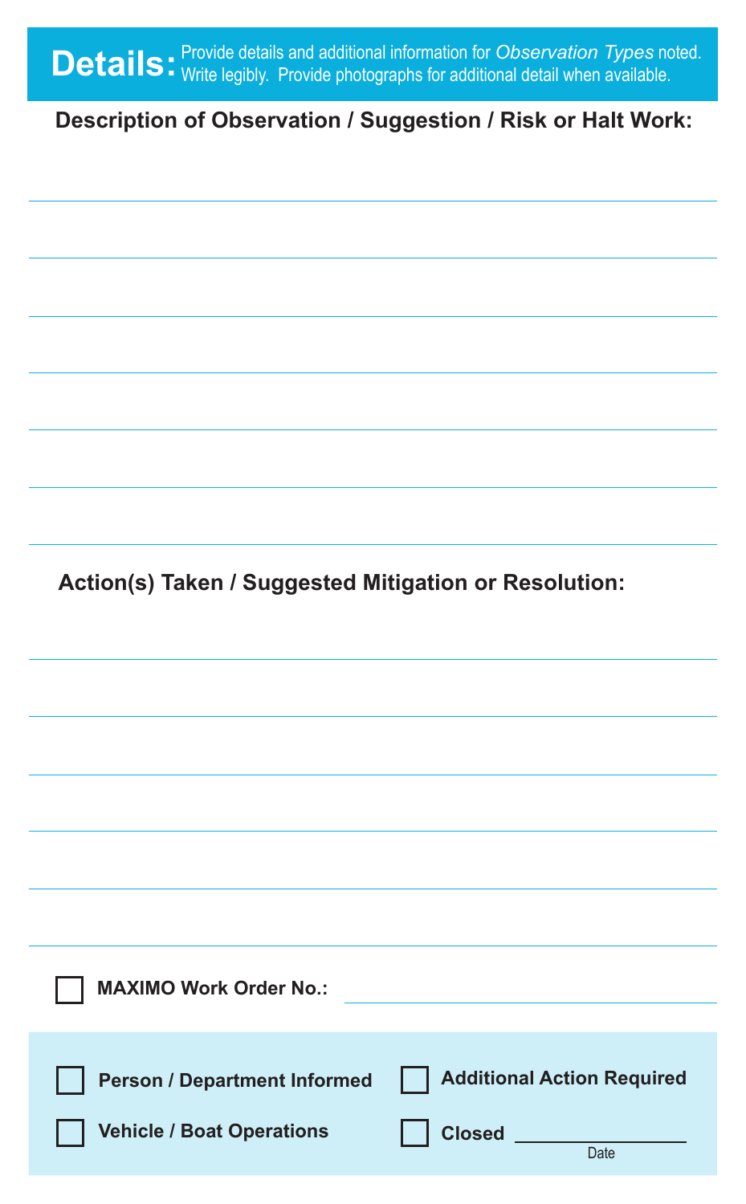## Details:

Provide details and additional information for *Observation Types* noted. Write legibly. Provide photographs for additional detail when available.

**Description of Observation / Suggestion / Risk or Halt Work:**

**Action(s) Taken / Suggested Mitigation or Resolution:**

☐ **MAXIMO Work Order No.:** ____________________

☐ **Person / Department Informed**

☐ **Additional Action Required**

☐ **Vehicle / Boat Operations**

☐ **Closed** ____________________ Date